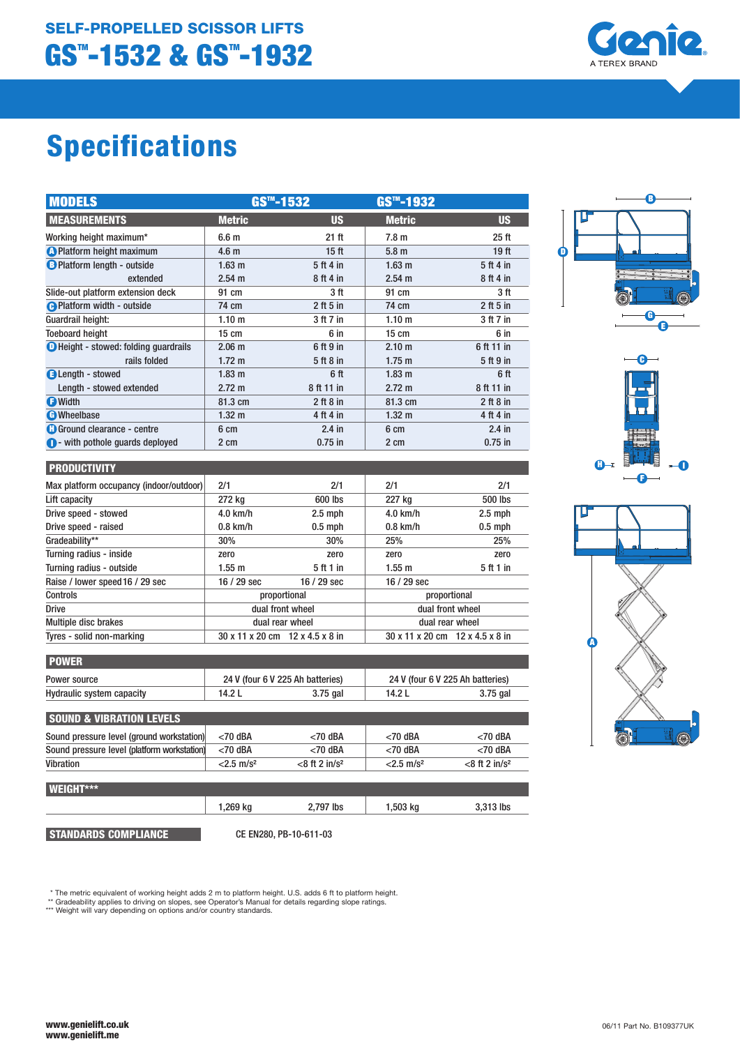SELF-PROPELLED SCISSOR LIFTS

# GS™-1532 & GS™-1932

Genie
A TEREX BRAND

# Specifications

| MODELS | GS™-1532 | | GS™-1932 | |
|---|---|---|---|---|
| **MEASUREMENTS** | **Metric** | **US** | **Metric** | **US** |
| Working height maximum* | 6.6 m | 21 ft | 7.8 m | 25 ft |
| A Platform height maximum | 4.6 m | 15 ft | 5.8 m | 19 ft |
| B Platform length - outside | 1.63 m | 5 ft 4 in | 1.63 m | 5 ft 4 in |
| extended | 2.54 m | 8 ft 4 in | 2.54 m | 8 ft 4 in |
| Slide-out platform extension deck | 91 cm | 3 ft | 91 cm | 3 ft |
| C Platform width - outside | 74 cm | 2 ft 5 in | 74 cm | 2 ft 5 in |
| Guardrail height: | 1.10 m | 3 ft 7 in | 1.10 m | 3 ft 7 in |
| Toeboard height | 15 cm | 6 in | 15 cm | 6 in |
| D Height - stowed: folding guardrails | 2.06 m | 6 ft 9 in | 2.10 m | 6 ft 11 in |
| rails folded | 1.72 m | 5 ft 8 in | 1.75 m | 5 ft 9 in |
| E Length - stowed | 1.83 m | 6 ft | 1.83 m | 6 ft |
| Length - stowed extended | 2.72 m | 8 ft 11 in | 2.72 m | 8 ft 11 in |
| F Width | 81.3 cm | 2 ft 8 in | 81.3 cm | 2 ft 8 in |
| G Wheelbase | 1.32 m | 4 ft 4 in | 1.32 m | 4 ft 4 in |
| H Ground clearance - centre | 6 cm | 2.4 in | 6 cm | 2.4 in |
| I - with pothole guards deployed | 2 cm | 0.75 in | 2 cm | 0.75 in |
| **PRODUCTIVITY** | | | | |
| Max platform occupancy (indoor/outdoor) | 2/1 | 2/1 | 2/1 | 2/1 |
| Lift capacity | 272 kg | 600 lbs | 227 kg | 500 lbs |
| Drive speed - stowed | 4.0 km/h | 2.5 mph | 4.0 km/h | 2.5 mph |
| Drive speed - raised | 0.8 km/h | 0.5 mph | 0.8 km/h | 0.5 mph |
| Gradeability** | 30% | 30% | 25% | 25% |
| Turning radius - inside | zero | zero | zero | zero |
| Turning radius - outside | 1.55 m | 5 ft 1 in | 1.55 m | 5 ft 1 in |
| Raise / lower speed 16 / 29 sec | 16 / 29 sec | 16 / 29 sec | 16 / 29 sec | |
| Controls | proportional | | proportional | |
| Drive | dual front wheel | | dual front wheel | |
| Multiple disc brakes | dual rear wheel | | dual rear wheel | |
| Tyres - solid non-marking | 30 x 11 x 20 cm | 12 x 4.5 x 8 in | 30 x 11 x 20 cm | 12 x 4.5 x 8 in |
| **POWER** | | | | |
| Power source | 24 V (four 6 V 225 Ah batteries) | | 24 V (four 6 V 225 Ah batteries) | |
| Hydraulic system capacity | 14.2 L | 3.75 gal | 14.2 L | 3.75 gal |
| **SOUND & VIBRATION LEVELS** | | | | |
| Sound pressure level (ground workstation) | <70 dBA | <70 dBA | <70 dBA | <70 dBA |
| Sound pressure level (platform workstation) | <70 dBA | <70 dBA | <70 dBA | <70 dBA |
| Vibration | <2.5 m/s² | <8 ft 2 in/s² | <2.5 m/s² | <8 ft 2 in/s² |
| **WEIGHT*** ** | | | | |
| | 1,269 kg | 2,797 lbs | 1,503 kg | 3,313 lbs |

**STANDARDS COMPLIANCE** CE EN280, PB-10-611-03

\* The metric equivalent of working height adds 2 m to platform height. U.S. adds 6 ft to platform height.
** Gradeability applies to driving on slopes, see Operator's Manual for details regarding slope ratings.
*** Weight will vary depending on options and/or country standards.

www.genielift.co.uk
www.genielift.me

06/11 Part No. B109377UK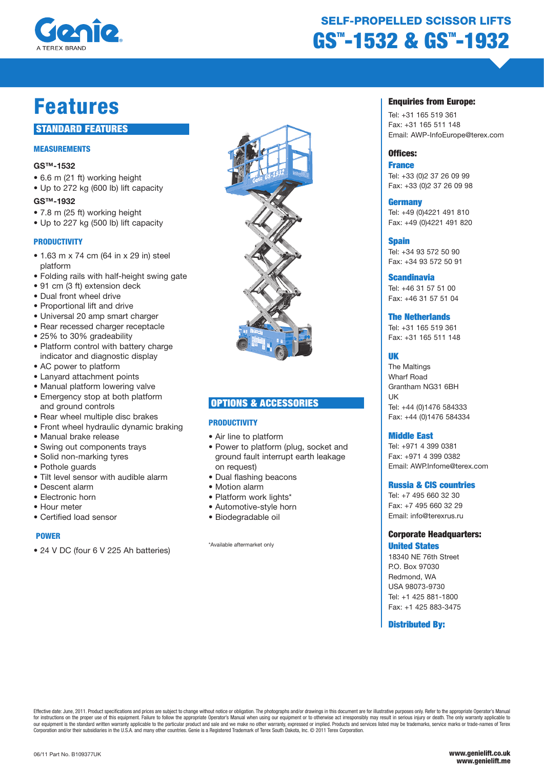# SELF-PROPELLED SCISSOR LIFTS

# GS™-1532 & GS™-1932

# Features

## STANDARD FEATURES

### MEASUREMENTS

**GS™-1532**

- 6.6 m (21 ft) working height
- Up to 272 kg (600 lb) lift capacity

**GS™-1932**

- 7.8 m (25 ft) working height
- Up to 227 kg (500 lb) lift capacity

### PRODUCTIVITY

- 1.63 m x 74 cm (64 in x 29 in) steel platform
- Folding rails with half-height swing gate
- 91 cm (3 ft) extension deck
- Dual front wheel drive
- Proportional lift and drive
- Universal 20 amp smart charger
- Rear recessed charger receptacle
- 25% to 30% gradeability
- Platform control with battery charge indicator and diagnostic display
- AC power to platform
- Lanyard attachment points
- Manual platform lowering valve
- Emergency stop at both platform and ground controls
- Rear wheel multiple disc brakes
- Front wheel hydraulic dynamic braking
- Manual brake release
- Swing out components trays
- Solid non-marking tyres
- Pothole guards
- Tilt level sensor with audible alarm
- Descent alarm
- Electronic horn
- Hour meter
- Certified load sensor

### POWER

- 24 V DC (four 6 V 225 Ah batteries)

## OPTIONS & ACCESSORIES

### PRODUCTIVITY

- Air line to platform
- Power to platform (plug, socket and ground fault interrupt earth leakage on request)
- Dual flashing beacons
- Motion alarm
- Platform work lights*
- Automotive-style horn
- Biodegradable oil

*Available aftermarket only

**Enquiries from Europe:**

Tel: +31 165 519 361
Fax: +31 165 511 148
Email: AWP-InfoEurope@terex.com

**Offices:**

**France**
Tel: +33 (0)2 37 26 09 99
Fax: +33 (0)2 37 26 09 98

**Germany**
Tel: +49 (0)4221 491 810
Fax: +49 (0)4221 491 820

**Spain**
Tel: +34 93 572 50 90
Fax: +34 93 572 50 91

**Scandinavia**
Tel: +46 31 57 51 00
Fax: +46 31 57 51 04

**The Netherlands**
Tel: +31 165 519 361
Fax: +31 165 511 148

**UK**
The Maltings
Wharf Road
Grantham NG31 6BH
UK
Tel: +44 (0)1476 584333
Fax: +44 (0)1476 584334

**Middle East**
Tel: +971 4 399 0381
Fax: +971 4 399 0382
Email: AWP.Infome@terex.com

**Russia & CIS countries**
Tel: +7 495 660 32 30
Fax: +7 495 660 32 29
Email: info@terexrus.ru

**Corporate Headquarters:**

**United States**
18340 NE 76th Street
P.O. Box 97030
Redmond, WA
USA 98073-9730
Tel: +1 425 881-1800
Fax: +1 425 883-3475

**Distributed By:**

Effective date: June, 2011. Product specifications and prices are subject to change without notice or obligation. The photographs and/or drawings in this document are for illustrative purposes only. Refer to the appropriate Operator's Manual for instructions on the proper use of this equipment. Failure to follow the appropriate Operator's Manual when using our equipment or to otherwise act irresponsibly may result in serious injury or death. The only warranty applicable to our equipment is the standard written warranty applicable to the particular product and sale and we make no other warranty, expressed or implied. Products and services listed may be trademarks, service marks or trade-names of Terex Corporation and/or their subsidiaries in the U.S.A. and many other countries. Genie is a Registered Trademark of Terex South Dakota, Inc. © 2011 Terex Corporation.

06/11 Part No. B109377UK

**www.genielift.co.uk**
**www.genielift.me**